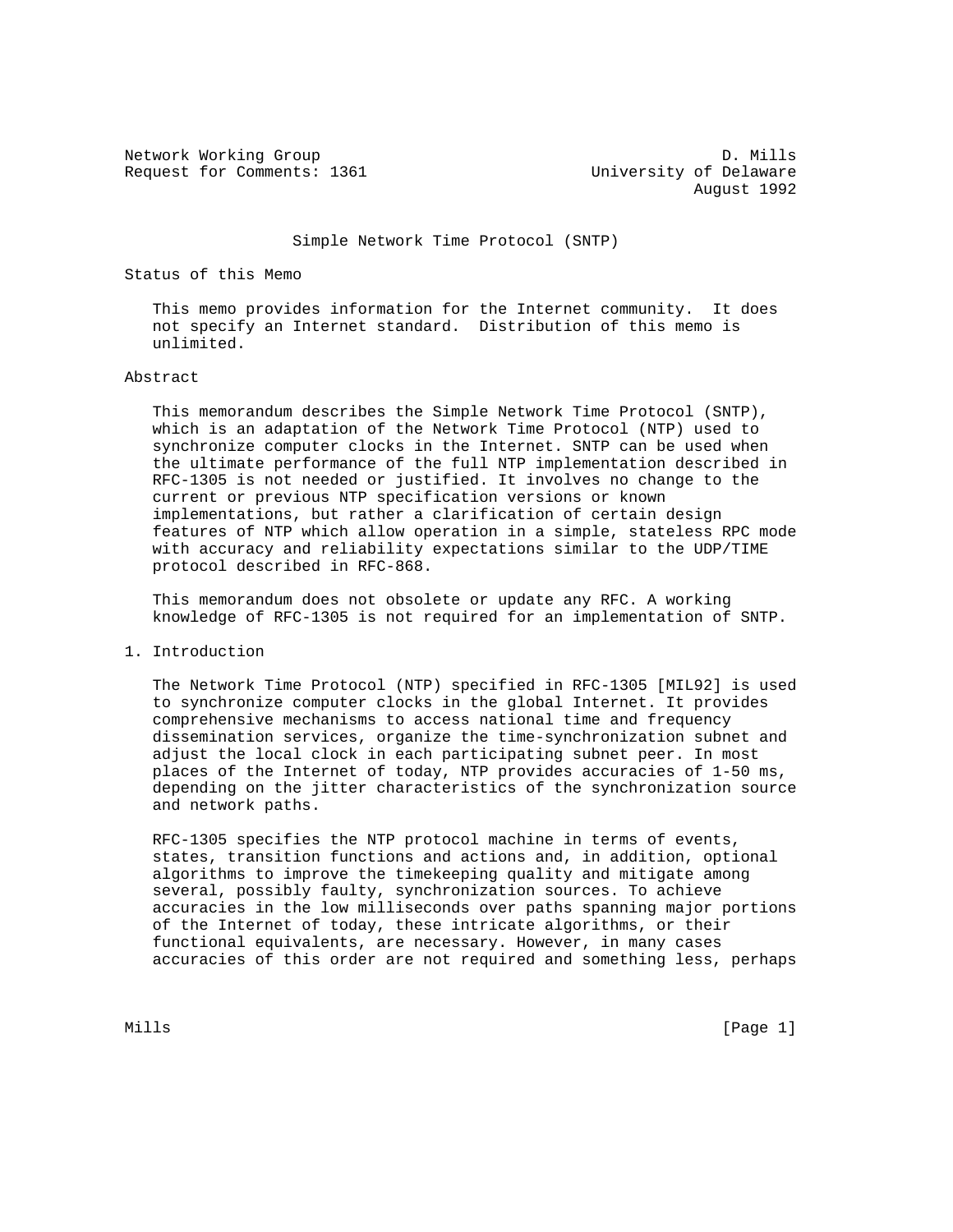Network Working Group D. Mills
Request for Comments: 1361 University of Delaware
August 1992

# Simple Network Time Protocol (SNTP)

## Status of this Memo

This memo provides information for the Internet community. It does not specify an Internet standard. Distribution of this memo is unlimited.

## Abstract

This memorandum describes the Simple Network Time Protocol (SNTP), which is an adaptation of the Network Time Protocol (NTP) used to synchronize computer clocks in the Internet. SNTP can be used when the ultimate performance of the full NTP implementation described in RFC-1305 is not needed or justified. It involves no change to the current or previous NTP specification versions or known implementations, but rather a clarification of certain design features of NTP which allow operation in a simple, stateless RPC mode with accuracy and reliability expectations similar to the UDP/TIME protocol described in RFC-868.

This memorandum does not obsolete or update any RFC. A working knowledge of RFC-1305 is not required for an implementation of SNTP.

## 1. Introduction

The Network Time Protocol (NTP) specified in RFC-1305 [MIL92] is used to synchronize computer clocks in the global Internet. It provides comprehensive mechanisms to access national time and frequency dissemination services, organize the time-synchronization subnet and adjust the local clock in each participating subnet peer. In most places of the Internet of today, NTP provides accuracies of 1-50 ms, depending on the jitter characteristics of the synchronization source and network paths.

RFC-1305 specifies the NTP protocol machine in terms of events, states, transition functions and actions and, in addition, optional algorithms to improve the timekeeping quality and mitigate among several, possibly faulty, synchronization sources. To achieve accuracies in the low milliseconds over paths spanning major portions of the Internet of today, these intricate algorithms, or their functional equivalents, are necessary. However, in many cases accuracies of this order are not required and something less, perhaps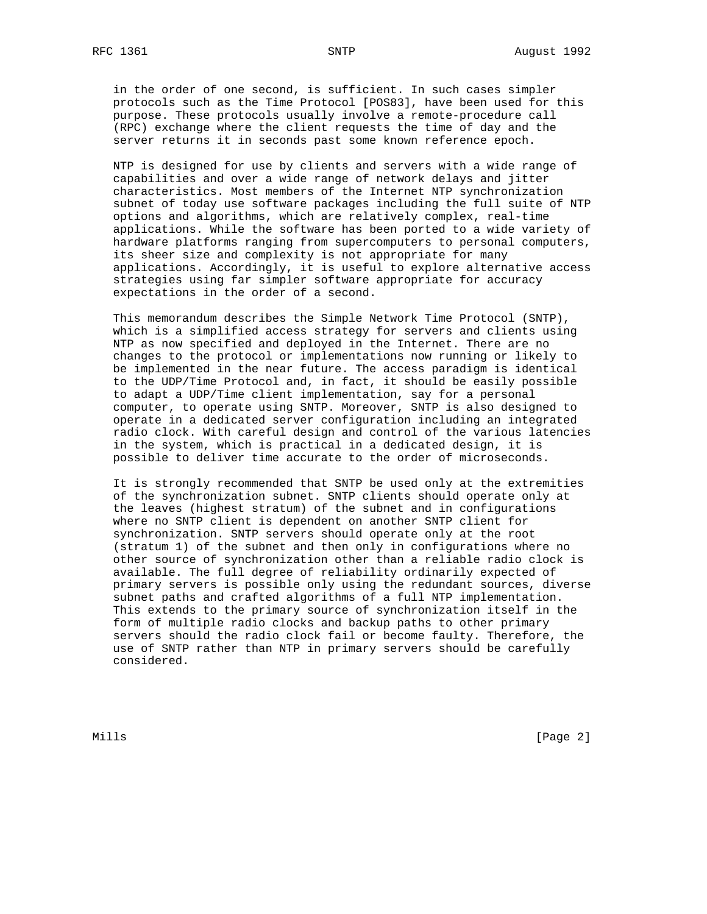in the order of one second, is sufficient. In such cases simpler protocols such as the Time Protocol [POS83], have been used for this purpose. These protocols usually involve a remote-procedure call (RPC) exchange where the client requests the time of day and the server returns it in seconds past some known reference epoch.

NTP is designed for use by clients and servers with a wide range of capabilities and over a wide range of network delays and jitter characteristics. Most members of the Internet NTP synchronization subnet of today use software packages including the full suite of NTP options and algorithms, which are relatively complex, real-time applications. While the software has been ported to a wide variety of hardware platforms ranging from supercomputers to personal computers, its sheer size and complexity is not appropriate for many applications. Accordingly, it is useful to explore alternative access strategies using far simpler software appropriate for accuracy expectations in the order of a second.

This memorandum describes the Simple Network Time Protocol (SNTP), which is a simplified access strategy for servers and clients using NTP as now specified and deployed in the Internet. There are no changes to the protocol or implementations now running or likely to be implemented in the near future. The access paradigm is identical to the UDP/Time Protocol and, in fact, it should be easily possible to adapt a UDP/Time client implementation, say for a personal computer, to operate using SNTP. Moreover, SNTP is also designed to operate in a dedicated server configuration including an integrated radio clock. With careful design and control of the various latencies in the system, which is practical in a dedicated design, it is possible to deliver time accurate to the order of microseconds.

It is strongly recommended that SNTP be used only at the extremities of the synchronization subnet. SNTP clients should operate only at the leaves (highest stratum) of the subnet and in configurations where no SNTP client is dependent on another SNTP client for synchronization. SNTP servers should operate only at the root (stratum 1) of the subnet and then only in configurations where no other source of synchronization other than a reliable radio clock is available. The full degree of reliability ordinarily expected of primary servers is possible only using the redundant sources, diverse subnet paths and crafted algorithms of a full NTP implementation. This extends to the primary source of synchronization itself in the form of multiple radio clocks and backup paths to other primary servers should the radio clock fail or become faulty. Therefore, the use of SNTP rather than NTP in primary servers should be carefully considered.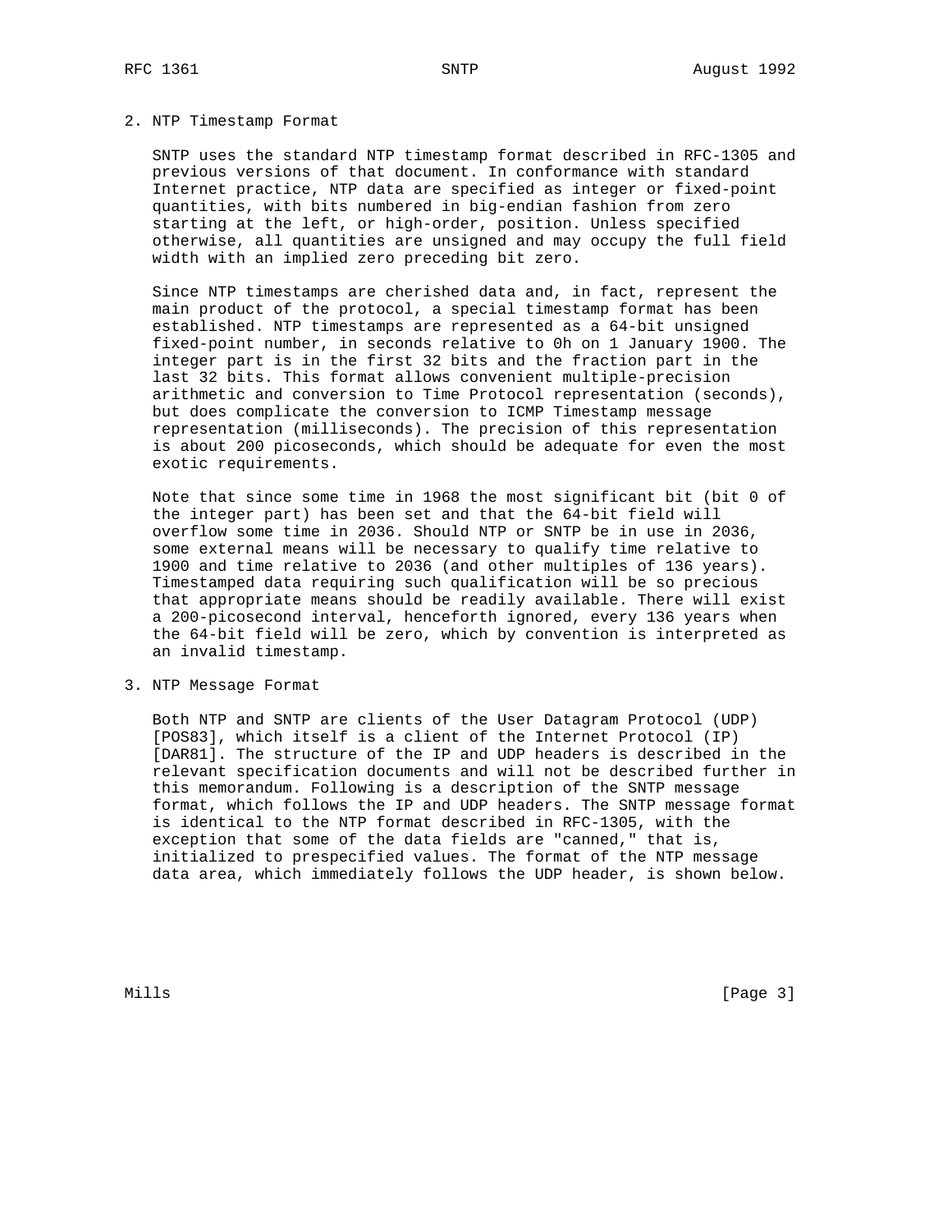## 2. NTP Timestamp Format

SNTP uses the standard NTP timestamp format described in RFC-1305 and previous versions of that document. In conformance with standard Internet practice, NTP data are specified as integer or fixed-point quantities, with bits numbered in big-endian fashion from zero starting at the left, or high-order, position. Unless specified otherwise, all quantities are unsigned and may occupy the full field width with an implied zero preceding bit zero.

Since NTP timestamps are cherished data and, in fact, represent the main product of the protocol, a special timestamp format has been established. NTP timestamps are represented as a 64-bit unsigned fixed-point number, in seconds relative to 0h on 1 January 1900. The integer part is in the first 32 bits and the fraction part in the last 32 bits. This format allows convenient multiple-precision arithmetic and conversion to Time Protocol representation (seconds), but does complicate the conversion to ICMP Timestamp message representation (milliseconds). The precision of this representation is about 200 picoseconds, which should be adequate for even the most exotic requirements.

Note that since some time in 1968 the most significant bit (bit 0 of the integer part) has been set and that the 64-bit field will overflow some time in 2036. Should NTP or SNTP be in use in 2036, some external means will be necessary to qualify time relative to 1900 and time relative to 2036 (and other multiples of 136 years). Timestamped data requiring such qualification will be so precious that appropriate means should be readily available. There will exist a 200-picosecond interval, henceforth ignored, every 136 years when the 64-bit field will be zero, which by convention is interpreted as an invalid timestamp.

## 3. NTP Message Format

Both NTP and SNTP are clients of the User Datagram Protocol (UDP) [POS83], which itself is a client of the Internet Protocol (IP) [DAR81]. The structure of the IP and UDP headers is described in the relevant specification documents and will not be described further in this memorandum. Following is a description of the SNTP message format, which follows the IP and UDP headers. The SNTP message format is identical to the NTP format described in RFC-1305, with the exception that some of the data fields are "canned," that is, initialized to prespecified values. The format of the NTP message data area, which immediately follows the UDP header, is shown below.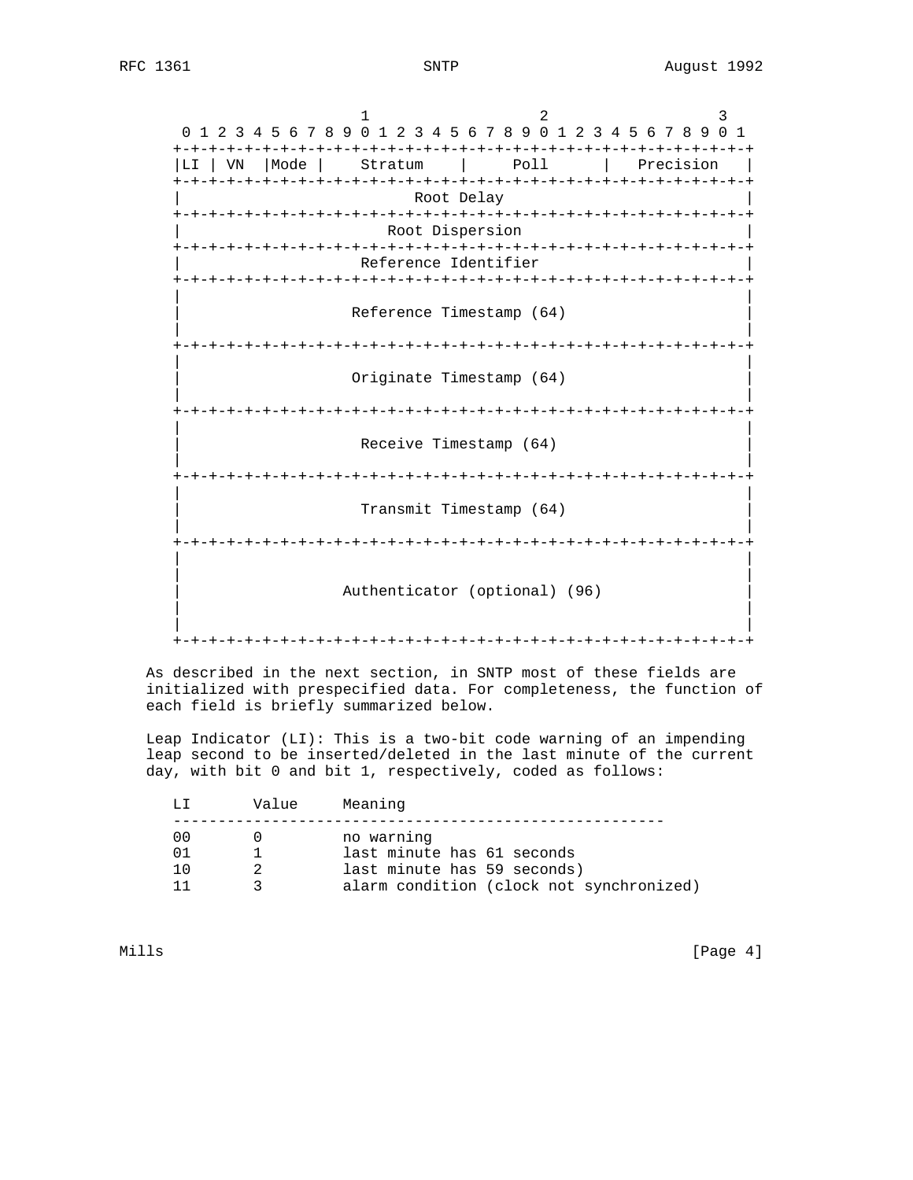```
                     1                   2                   3
 0 1 2 3 4 5 6 7 8 9 0 1 2 3 4 5 6 7 8 9 0 1 2 3 4 5 6 7 8 9 0 1
+-+-+-+-+-+-+-+-+-+-+-+-+-+-+-+-+-+-+-+-+-+-+-+-+-+-+-+-+-+-+-+-+
|LI | VN  |Mode |    Stratum    |     Poll      |   Precision   |
+-+-+-+-+-+-+-+-+-+-+-+-+-+-+-+-+-+-+-+-+-+-+-+-+-+-+-+-+-+-+-+-+
|                          Root Delay                           |
+-+-+-+-+-+-+-+-+-+-+-+-+-+-+-+-+-+-+-+-+-+-+-+-+-+-+-+-+-+-+-+-+
|                       Root Dispersion                         |
+-+-+-+-+-+-+-+-+-+-+-+-+-+-+-+-+-+-+-+-+-+-+-+-+-+-+-+-+-+-+-+-+
|                    Reference Identifier                       |
+-+-+-+-+-+-+-+-+-+-+-+-+-+-+-+-+-+-+-+-+-+-+-+-+-+-+-+-+-+-+-+-+
|                                                               |
|                   Reference Timestamp (64)                    |
|                                                               |
+-+-+-+-+-+-+-+-+-+-+-+-+-+-+-+-+-+-+-+-+-+-+-+-+-+-+-+-+-+-+-+-+
|                                                               |
|                   Originate Timestamp (64)                    |
|                                                               |
+-+-+-+-+-+-+-+-+-+-+-+-+-+-+-+-+-+-+-+-+-+-+-+-+-+-+-+-+-+-+-+-+
|                                                               |
|                    Receive Timestamp (64)                     |
|                                                               |
+-+-+-+-+-+-+-+-+-+-+-+-+-+-+-+-+-+-+-+-+-+-+-+-+-+-+-+-+-+-+-+-+
|                                                               |
|                    Transmit Timestamp (64)                    |
|                                                               |
+-+-+-+-+-+-+-+-+-+-+-+-+-+-+-+-+-+-+-+-+-+-+-+-+-+-+-+-+-+-+-+-+
|                                                               |
|                                                               |
|                  Authenticator (optional) (96)                |
|                                                               |
|                                                               |
+-+-+-+-+-+-+-+-+-+-+-+-+-+-+-+-+-+-+-+-+-+-+-+-+-+-+-+-+-+-+-+-+
```

As described in the next section, in SNTP most of these fields are initialized with prespecified data. For completeness, the function of each field is briefly summarized below.

Leap Indicator (LI): This is a two-bit code warning of an impending leap second to be inserted/deleted in the last minute of the current day, with bit 0 and bit 1, respectively, coded as follows:

| LI | Value | Meaning |
|---|---|---|
| 00 | 0 | no warning |
| 01 | 1 | last minute has 61 seconds |
| 10 | 2 | last minute has 59 seconds) |
| 11 | 3 | alarm condition (clock not synchronized) |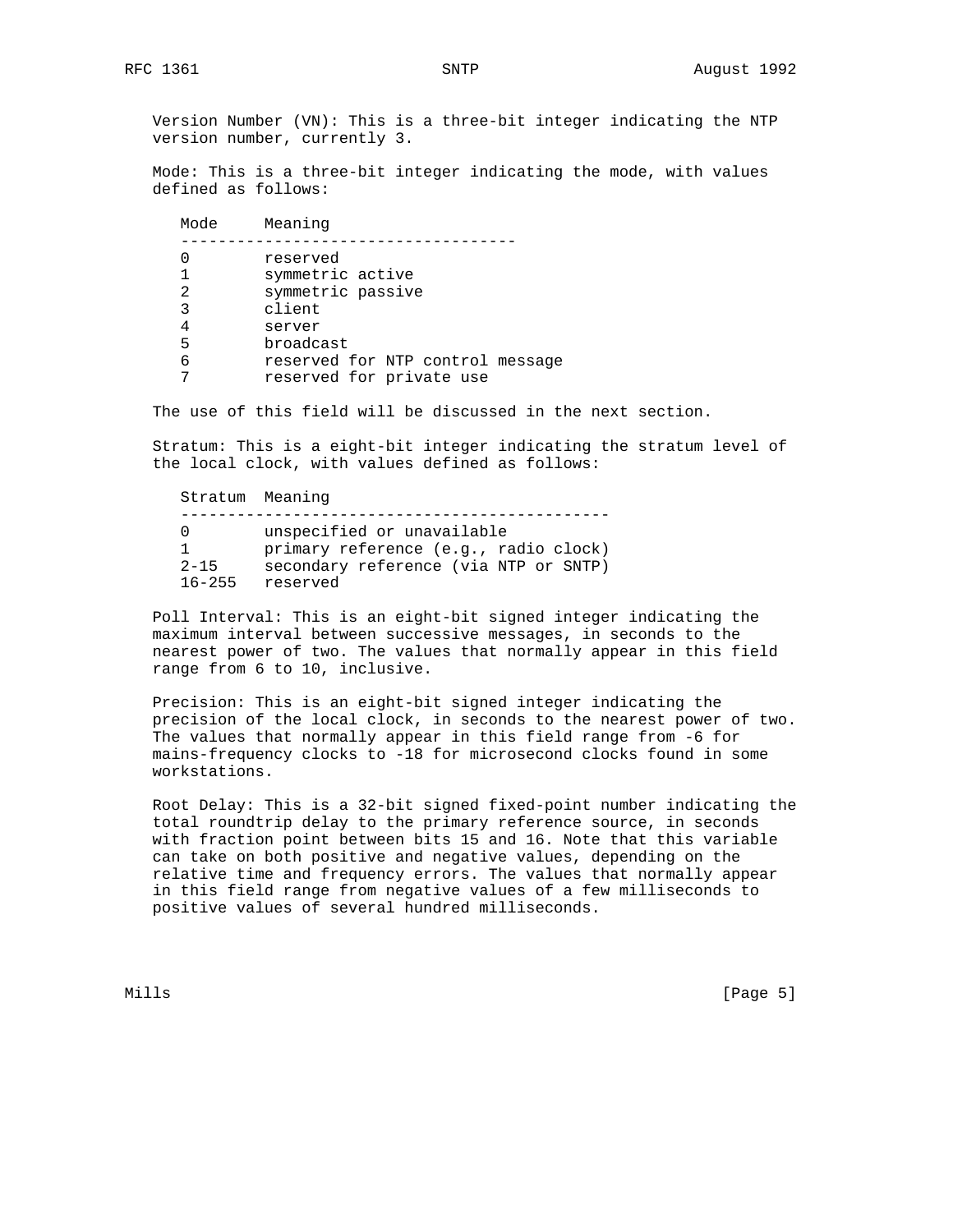Version Number (VN): This is a three-bit integer indicating the NTP version number, currently 3.

Mode: This is a three-bit integer indicating the mode, with values defined as follows:

| Mode | Meaning |
|---|---|
| 0 | reserved |
| 1 | symmetric active |
| 2 | symmetric passive |
| 3 | client |
| 4 | server |
| 5 | broadcast |
| 6 | reserved for NTP control message |
| 7 | reserved for private use |

The use of this field will be discussed in the next section.

Stratum: This is a eight-bit integer indicating the stratum level of the local clock, with values defined as follows:

| Stratum | Meaning |
|---|---|
| 0 | unspecified or unavailable |
| 1 | primary reference (e.g., radio clock) |
| 2-15 | secondary reference (via NTP or SNTP) |
| 16-255 | reserved |

Poll Interval: This is an eight-bit signed integer indicating the maximum interval between successive messages, in seconds to the nearest power of two. The values that normally appear in this field range from 6 to 10, inclusive.

Precision: This is an eight-bit signed integer indicating the precision of the local clock, in seconds to the nearest power of two. The values that normally appear in this field range from -6 for mains-frequency clocks to -18 for microsecond clocks found in some workstations.

Root Delay: This is a 32-bit signed fixed-point number indicating the total roundtrip delay to the primary reference source, in seconds with fraction point between bits 15 and 16. Note that this variable can take on both positive and negative values, depending on the relative time and frequency errors. The values that normally appear in this field range from negative values of a few milliseconds to positive values of several hundred milliseconds.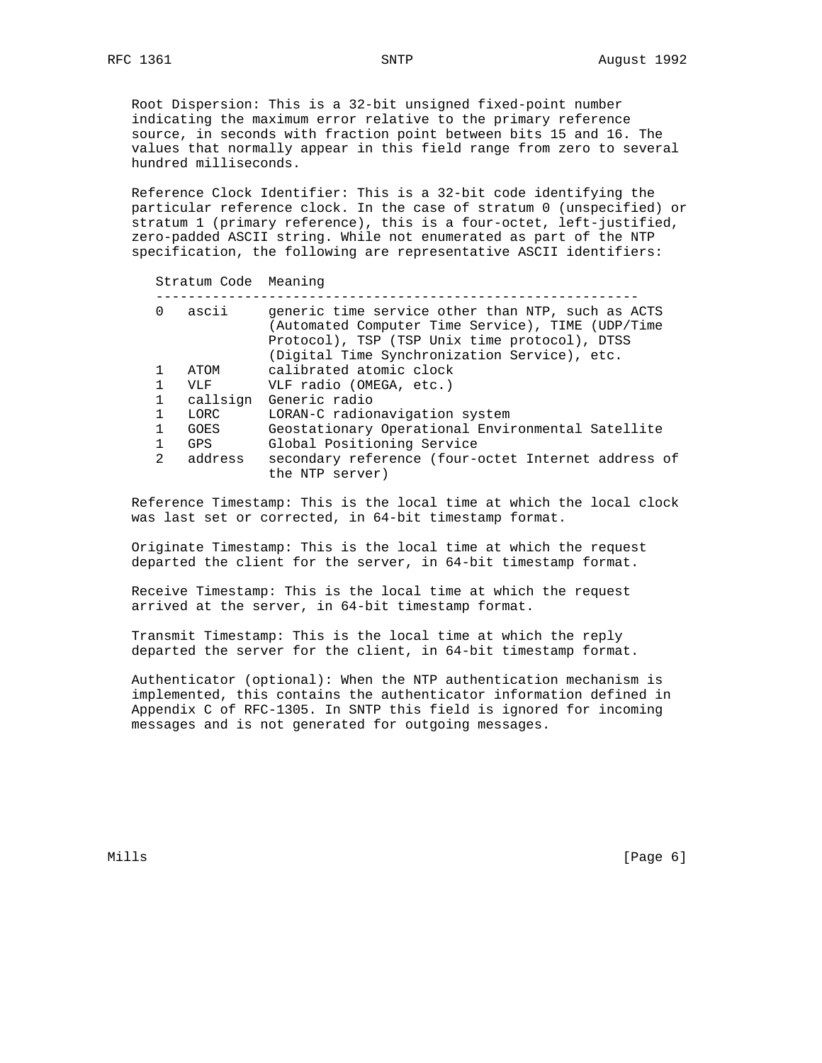Root Dispersion: This is a 32-bit unsigned fixed-point number indicating the maximum error relative to the primary reference source, in seconds with fraction point between bits 15 and 16. The values that normally appear in this field range from zero to several hundred milliseconds.

Reference Clock Identifier: This is a 32-bit code identifying the particular reference clock. In the case of stratum 0 (unspecified) or stratum 1 (primary reference), this is a four-octet, left-justified, zero-padded ASCII string. While not enumerated as part of the NTP specification, the following are representative ASCII identifiers:

| Stratum | Code | Meaning |
|---|---|---|
| 0 | ascii | generic time service other than NTP, such as ACTS (Automated Computer Time Service), TIME (UDP/Time Protocol), TSP (TSP Unix time protocol), DTSS (Digital Time Synchronization Service), etc. |
| 1 | ATOM | calibrated atomic clock |
| 1 | VLF | VLF radio (OMEGA, etc.) |
| 1 | callsign | Generic radio |
| 1 | LORC | LORAN-C radionavigation system |
| 1 | GOES | Geostationary Operational Environmental Satellite |
| 1 | GPS | Global Positioning Service |
| 2 | address | secondary reference (four-octet Internet address of the NTP server) |

Reference Timestamp: This is the local time at which the local clock was last set or corrected, in 64-bit timestamp format.

Originate Timestamp: This is the local time at which the request departed the client for the server, in 64-bit timestamp format.

Receive Timestamp: This is the local time at which the request arrived at the server, in 64-bit timestamp format.

Transmit Timestamp: This is the local time at which the reply departed the server for the client, in 64-bit timestamp format.

Authenticator (optional): When the NTP authentication mechanism is implemented, this contains the authenticator information defined in Appendix C of RFC-1305. In SNTP this field is ignored for incoming messages and is not generated for outgoing messages.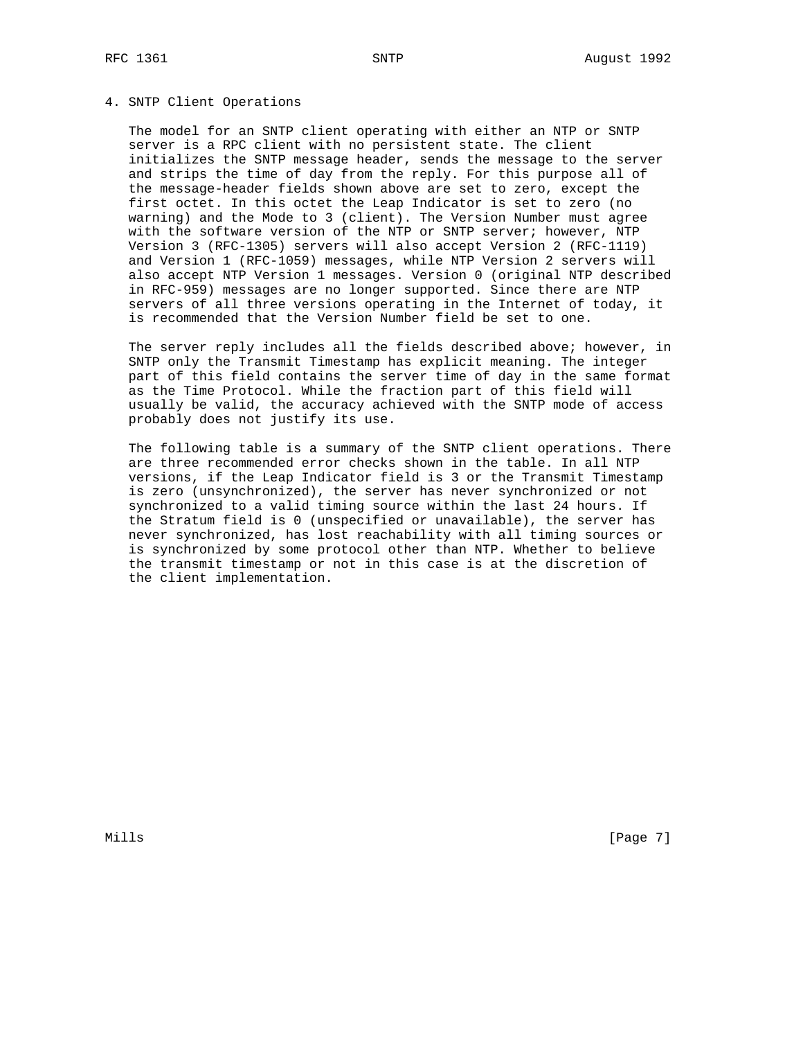## 4. SNTP Client Operations

The model for an SNTP client operating with either an NTP or SNTP server is a RPC client with no persistent state. The client initializes the SNTP message header, sends the message to the server and strips the time of day from the reply. For this purpose all of the message-header fields shown above are set to zero, except the first octet. In this octet the Leap Indicator is set to zero (no warning) and the Mode to 3 (client). The Version Number must agree with the software version of the NTP or SNTP server; however, NTP Version 3 (RFC-1305) servers will also accept Version 2 (RFC-1119) and Version 1 (RFC-1059) messages, while NTP Version 2 servers will also accept NTP Version 1 messages. Version 0 (original NTP described in RFC-959) messages are no longer supported. Since there are NTP servers of all three versions operating in the Internet of today, it is recommended that the Version Number field be set to one.

The server reply includes all the fields described above; however, in SNTP only the Transmit Timestamp has explicit meaning. The integer part of this field contains the server time of day in the same format as the Time Protocol. While the fraction part of this field will usually be valid, the accuracy achieved with the SNTP mode of access probably does not justify its use.

The following table is a summary of the SNTP client operations. There are three recommended error checks shown in the table. In all NTP versions, if the Leap Indicator field is 3 or the Transmit Timestamp is zero (unsynchronized), the server has never synchronized or not synchronized to a valid timing source within the last 24 hours. If the Stratum field is 0 (unspecified or unavailable), the server has never synchronized, has lost reachability with all timing sources or is synchronized by some protocol other than NTP. Whether to believe the transmit timestamp or not in this case is at the discretion of the client implementation.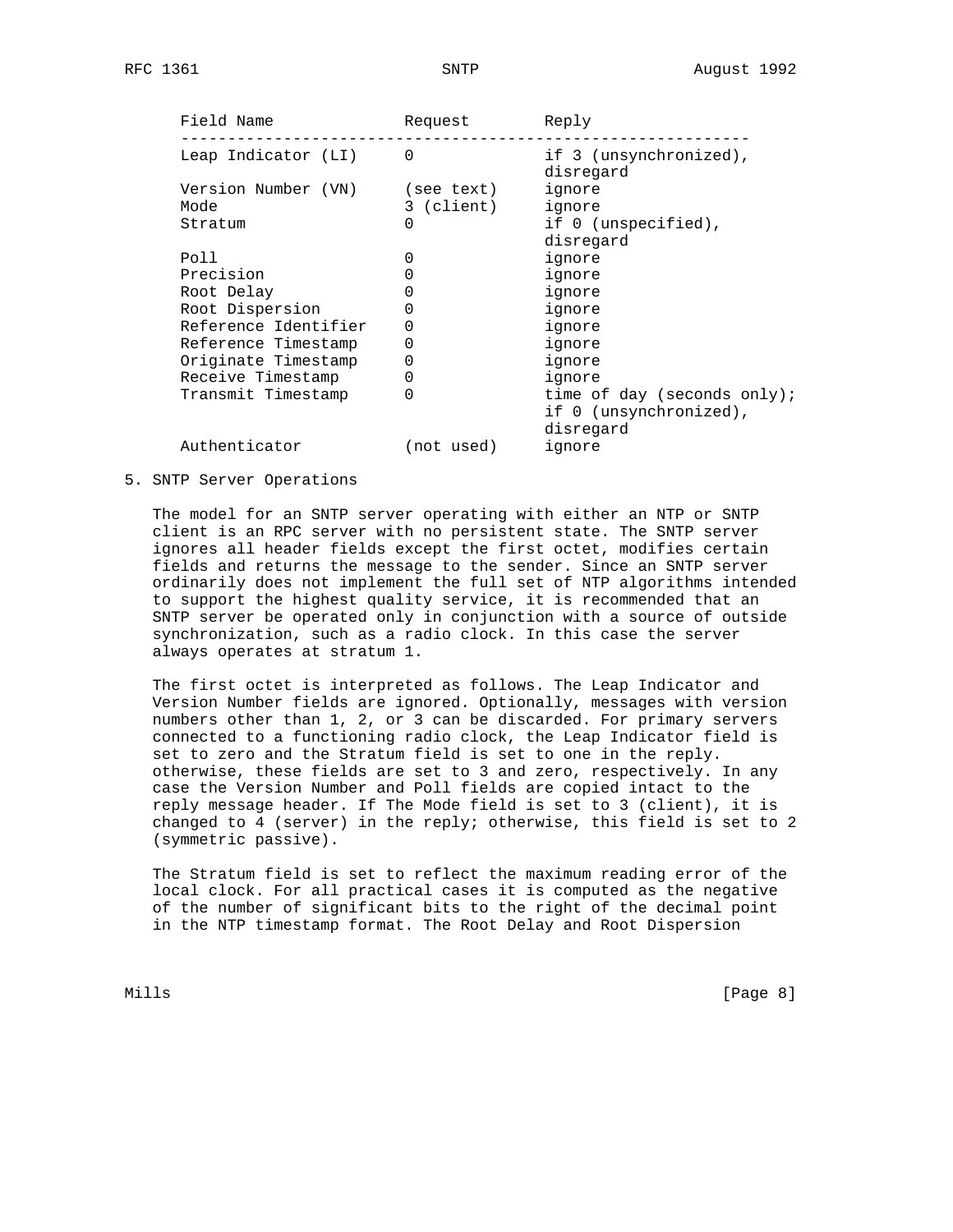| Field Name | Request | Reply |
| --- | --- | --- |
| Leap Indicator (LI) | 0 | if 3 (unsynchronized), disregard |
| Version Number (VN) | (see text) | ignore |
| Mode | 3 (client) | ignore |
| Stratum | 0 | if 0 (unspecified), disregard |
| Poll | 0 | ignore |
| Precision | 0 | ignore |
| Root Delay | 0 | ignore |
| Root Dispersion | 0 | ignore |
| Reference Identifier | 0 | ignore |
| Reference Timestamp | 0 | ignore |
| Originate Timestamp | 0 | ignore |
| Receive Timestamp | 0 | ignore |
| Transmit Timestamp | 0 | time of day (seconds only); if 0 (unsynchronized), disregard |
| Authenticator | (not used) | ignore |

## 5. SNTP Server Operations

The model for an SNTP server operating with either an NTP or SNTP client is an RPC server with no persistent state. The SNTP server ignores all header fields except the first octet, modifies certain fields and returns the message to the sender. Since an SNTP server ordinarily does not implement the full set of NTP algorithms intended to support the highest quality service, it is recommended that an SNTP server be operated only in conjunction with a source of outside synchronization, such as a radio clock. In this case the server always operates at stratum 1.

The first octet is interpreted as follows. The Leap Indicator and Version Number fields are ignored. Optionally, messages with version numbers other than 1, 2, or 3 can be discarded. For primary servers connected to a functioning radio clock, the Leap Indicator field is set to zero and the Stratum field is set to one in the reply. otherwise, these fields are set to 3 and zero, respectively. In any case the Version Number and Poll fields are copied intact to the reply message header. If The Mode field is set to 3 (client), it is changed to 4 (server) in the reply; otherwise, this field is set to 2 (symmetric passive).

The Stratum field is set to reflect the maximum reading error of the local clock. For all practical cases it is computed as the negative of the number of significant bits to the right of the decimal point in the NTP timestamp format. The Root Delay and Root Dispersion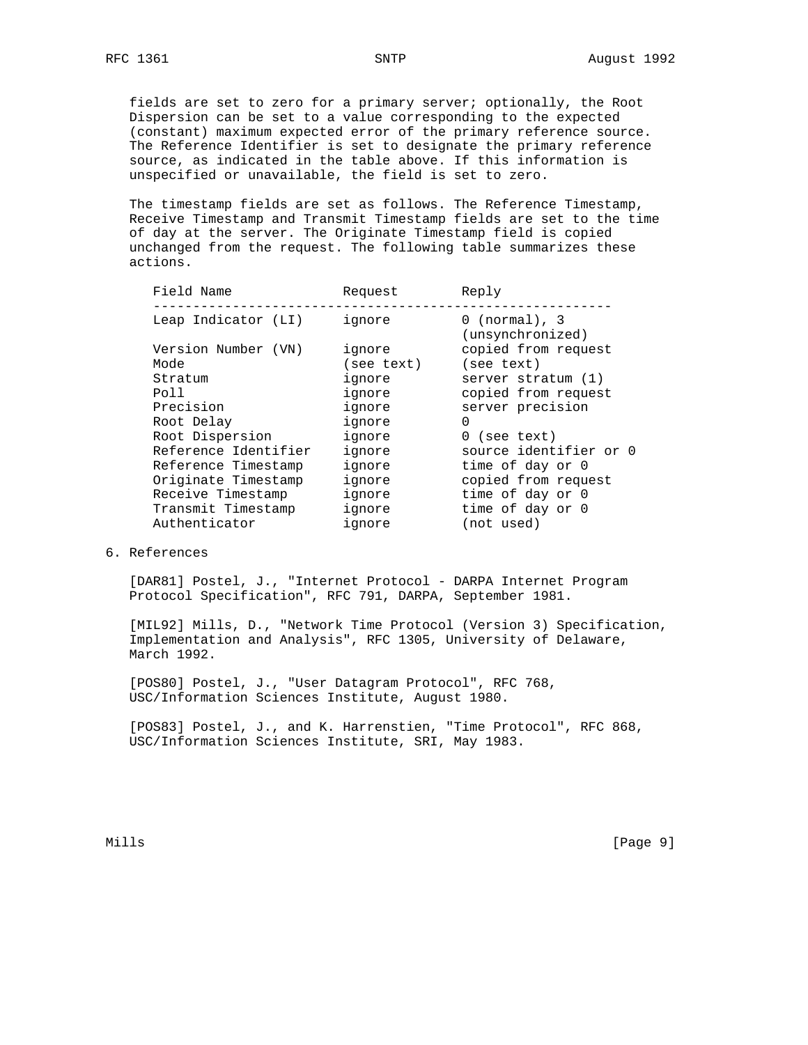fields are set to zero for a primary server; optionally, the Root Dispersion can be set to a value corresponding to the expected (constant) maximum expected error of the primary reference source. The Reference Identifier is set to designate the primary reference source, as indicated in the table above. If this information is unspecified or unavailable, the field is set to zero.

The timestamp fields are set as follows. The Reference Timestamp, Receive Timestamp and Transmit Timestamp fields are set to the time of day at the server. The Originate Timestamp field is copied unchanged from the request. The following table summarizes these actions.

| Field Name | Request | Reply |
|---|---|---|
| Leap Indicator (LI) | ignore | 0 (normal), 3 (unsynchronized) |
| Version Number (VN) | ignore | copied from request |
| Mode | (see text) | (see text) |
| Stratum | ignore | server stratum (1) |
| Poll | ignore | copied from request |
| Precision | ignore | server precision |
| Root Delay | ignore | 0 |
| Root Dispersion | ignore | 0 (see text) |
| Reference Identifier | ignore | source identifier or 0 |
| Reference Timestamp | ignore | time of day or 0 |
| Originate Timestamp | ignore | copied from request |
| Receive Timestamp | ignore | time of day or 0 |
| Transmit Timestamp | ignore | time of day or 0 |
| Authenticator | ignore | (not used) |

## 6. References

[DAR81] Postel, J., "Internet Protocol - DARPA Internet Program Protocol Specification", RFC 791, DARPA, September 1981.

[MIL92] Mills, D., "Network Time Protocol (Version 3) Specification, Implementation and Analysis", RFC 1305, University of Delaware, March 1992.

[POS80] Postel, J., "User Datagram Protocol", RFC 768, USC/Information Sciences Institute, August 1980.

[POS83] Postel, J., and K. Harrenstien, "Time Protocol", RFC 868, USC/Information Sciences Institute, SRI, May 1983.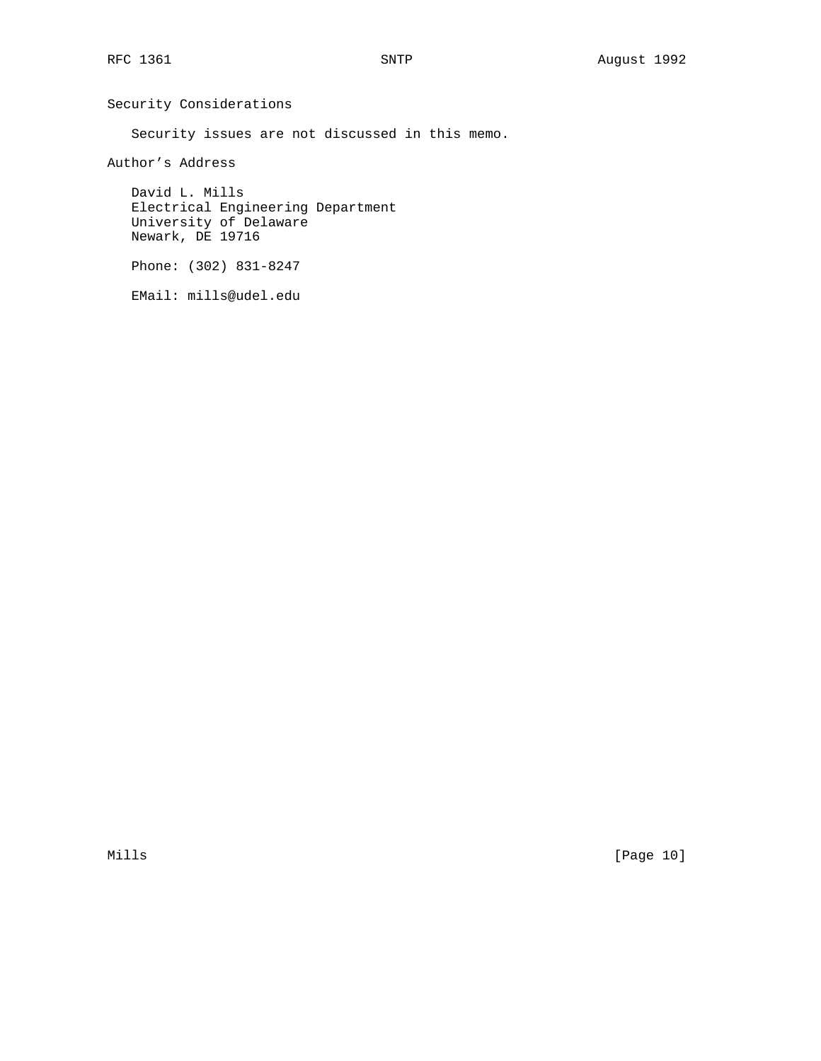## Security Considerations

Security issues are not discussed in this memo.

## Author's Address

David L. Mills
Electrical Engineering Department
University of Delaware
Newark, DE 19716

Phone: (302) 831-8247

EMail: mills@udel.edu